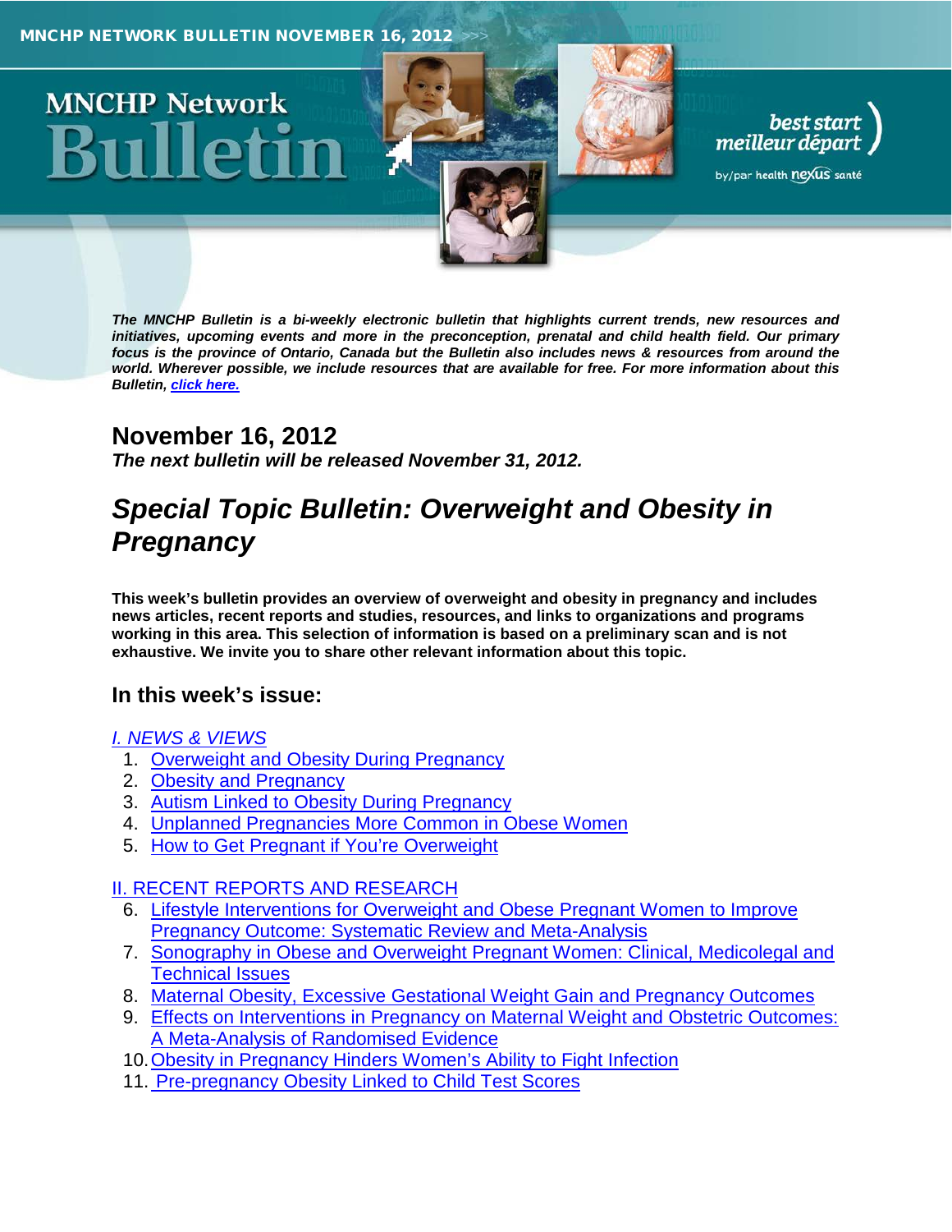MNCHP NETWORK BULLETIN NOVEMBER 16, 2012 >>>

# MNCHP Network Bulletin

best start meilleur départ by/par health nexus santé

***The MNCHP Bulletin is a bi-weekly electronic bulletin that highlights current trends, new resources and initiatives, upcoming events and more in the preconception, prenatal and child health field. Our primary focus is the province of Ontario, Canada but the Bulletin also includes news & resources from around the world. Wherever possible, we include resources that are available for free. For more information about this Bulletin, click here.***

## November 16, 2012

***The next bulletin will be released November 31, 2012.***

# *Special Topic Bulletin: Overweight and Obesity in Pregnancy*

**This week's bulletin provides an overview of overweight and obesity in pregnancy and includes news articles, recent reports and studies, resources, and links to organizations and programs working in this area. This selection of information is based on a preliminary scan and is not exhaustive. We invite you to share other relevant information about this topic.**

## In this week's issue:

*I. NEWS & VIEWS*

1. Overweight and Obesity During Pregnancy
2. Obesity and Pregnancy
3. Autism Linked to Obesity During Pregnancy
4. Unplanned Pregnancies More Common in Obese Women
5. How to Get Pregnant if You're Overweight

II. RECENT REPORTS AND RESEARCH

6. Lifestyle Interventions for Overweight and Obese Pregnant Women to Improve Pregnancy Outcome: Systematic Review and Meta-Analysis
7. Sonography in Obese and Overweight Pregnant Women: Clinical, Medicolegal and Technical Issues
8. Maternal Obesity, Excessive Gestational Weight Gain and Pregnancy Outcomes
9. Effects on Interventions in Pregnancy on Maternal Weight and Obstetric Outcomes: A Meta-Analysis of Randomised Evidence
10. Obesity in Pregnancy Hinders Women's Ability to Fight Infection
11. Pre-pregnancy Obesity Linked to Child Test Scores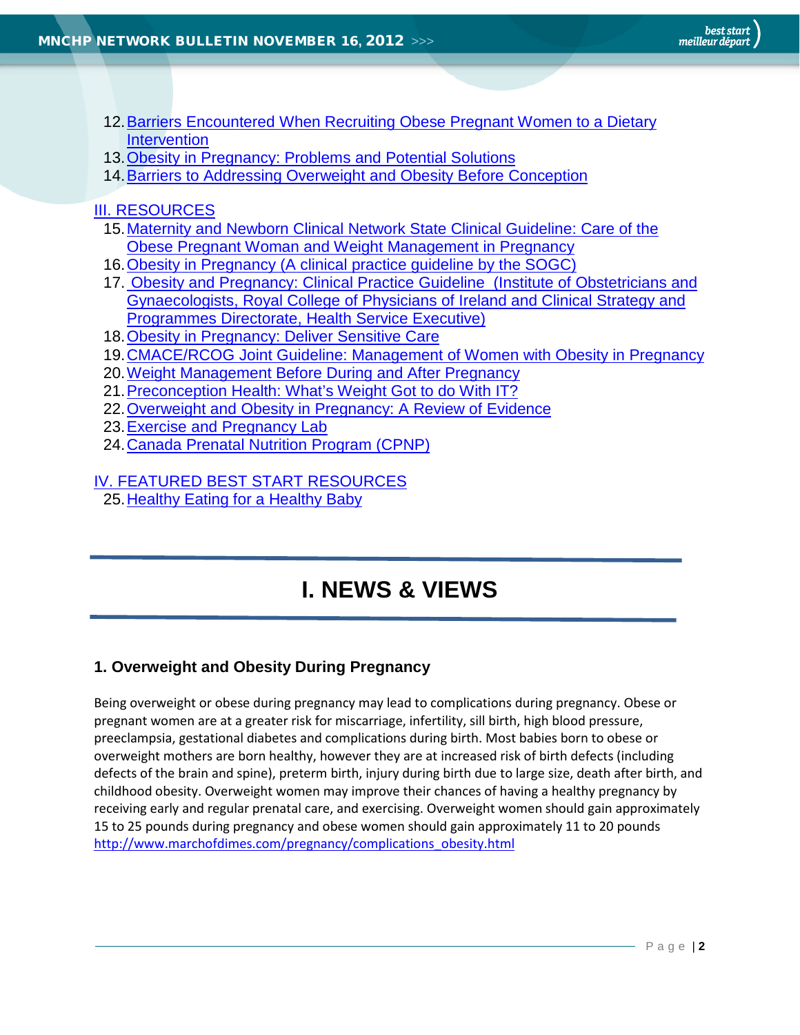12. Barriers Encountered When Recruiting Obese Pregnant Women to a Dietary Intervention
13. Obesity in Pregnancy: Problems and Potential Solutions
14. Barriers to Addressing Overweight and Obesity Before Conception

III. RESOURCES

15. Maternity and Newborn Clinical Network State Clinical Guideline: Care of the Obese Pregnant Woman and Weight Management in Pregnancy
16. Obesity in Pregnancy (A clinical practice guideline by the SOGC)
17. Obesity and Pregnancy: Clinical Practice Guideline (Institute of Obstetricians and Gynaecologists, Royal College of Physicians of Ireland and Clinical Strategy and Programmes Directorate, Health Service Executive)
18. Obesity in Pregnancy: Deliver Sensitive Care
19. CMACE/RCOG Joint Guideline: Management of Women with Obesity in Pregnancy
20. Weight Management Before During and After Pregnancy
21. Preconception Health: What's Weight Got to do With IT?
22. Overweight and Obesity in Pregnancy: A Review of Evidence
23. Exercise and Pregnancy Lab
24. Canada Prenatal Nutrition Program (CPNP)

IV. FEATURED BEST START RESOURCES

25. Healthy Eating for a Healthy Baby

# I. NEWS & VIEWS

### 1. Overweight and Obesity During Pregnancy

Being overweight or obese during pregnancy may lead to complications during pregnancy. Obese or pregnant women are at a greater risk for miscarriage, infertility, sill birth, high blood pressure, preeclampsia, gestational diabetes and complications during birth. Most babies born to obese or overweight mothers are born healthy, however they are at increased risk of birth defects (including defects of the brain and spine), preterm birth, injury during birth due to large size, death after birth, and childhood obesity. Overweight women may improve their chances of having a healthy pregnancy by receiving early and regular prenatal care, and exercising. Overweight women should gain approximately 15 to 25 pounds during pregnancy and obese women should gain approximately 11 to 20 pounds http://www.marchofdimes.com/pregnancy/complications_obesity.html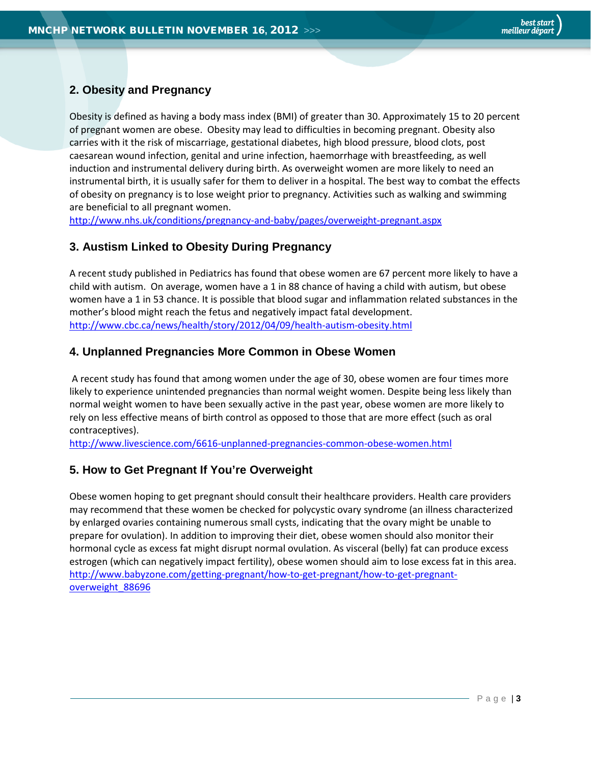## 2. Obesity and Pregnancy

Obesity is defined as having a body mass index (BMI) of greater than 30. Approximately 15 to 20 percent of pregnant women are obese. Obesity may lead to difficulties in becoming pregnant. Obesity also carries with it the risk of miscarriage, gestational diabetes, high blood pressure, blood clots, post caesarean wound infection, genital and urine infection, haemorrhage with breastfeeding, as well induction and instrumental delivery during birth. As overweight women are more likely to need an instrumental birth, it is usually safer for them to deliver in a hospital. The best way to combat the effects of obesity on pregnancy is to lose weight prior to pregnancy. Activities such as walking and swimming are beneficial to all pregnant women.
http://www.nhs.uk/conditions/pregnancy-and-baby/pages/overweight-pregnant.aspx

## 3. Austism Linked to Obesity During Pregnancy

A recent study published in Pediatrics has found that obese women are 67 percent more likely to have a child with autism. On average, women have a 1 in 88 chance of having a child with autism, but obese women have a 1 in 53 chance. It is possible that blood sugar and inflammation related substances in the mother's blood might reach the fetus and negatively impact fatal development.
http://www.cbc.ca/news/health/story/2012/04/09/health-autism-obesity.html

## 4. Unplanned Pregnancies More Common in Obese Women

A recent study has found that among women under the age of 30, obese women are four times more likely to experience unintended pregnancies than normal weight women. Despite being less likely than normal weight women to have been sexually active in the past year, obese women are more likely to rely on less effective means of birth control as opposed to those that are more effect (such as oral contraceptives).
http://www.livescience.com/6616-unplanned-pregnancies-common-obese-women.html

## 5. How to Get Pregnant If You're Overweight

Obese women hoping to get pregnant should consult their healthcare providers. Health care providers may recommend that these women be checked for polycystic ovary syndrome (an illness characterized by enlarged ovaries containing numerous small cysts, indicating that the ovary might be unable to prepare for ovulation). In addition to improving their diet, obese women should also monitor their hormonal cycle as excess fat might disrupt normal ovulation. As visceral (belly) fat can produce excess estrogen (which can negatively impact fertility), obese women should aim to lose excess fat in this area.
http://www.babyzone.com/getting-pregnant/how-to-get-pregnant/how-to-get-pregnant-overweight_88696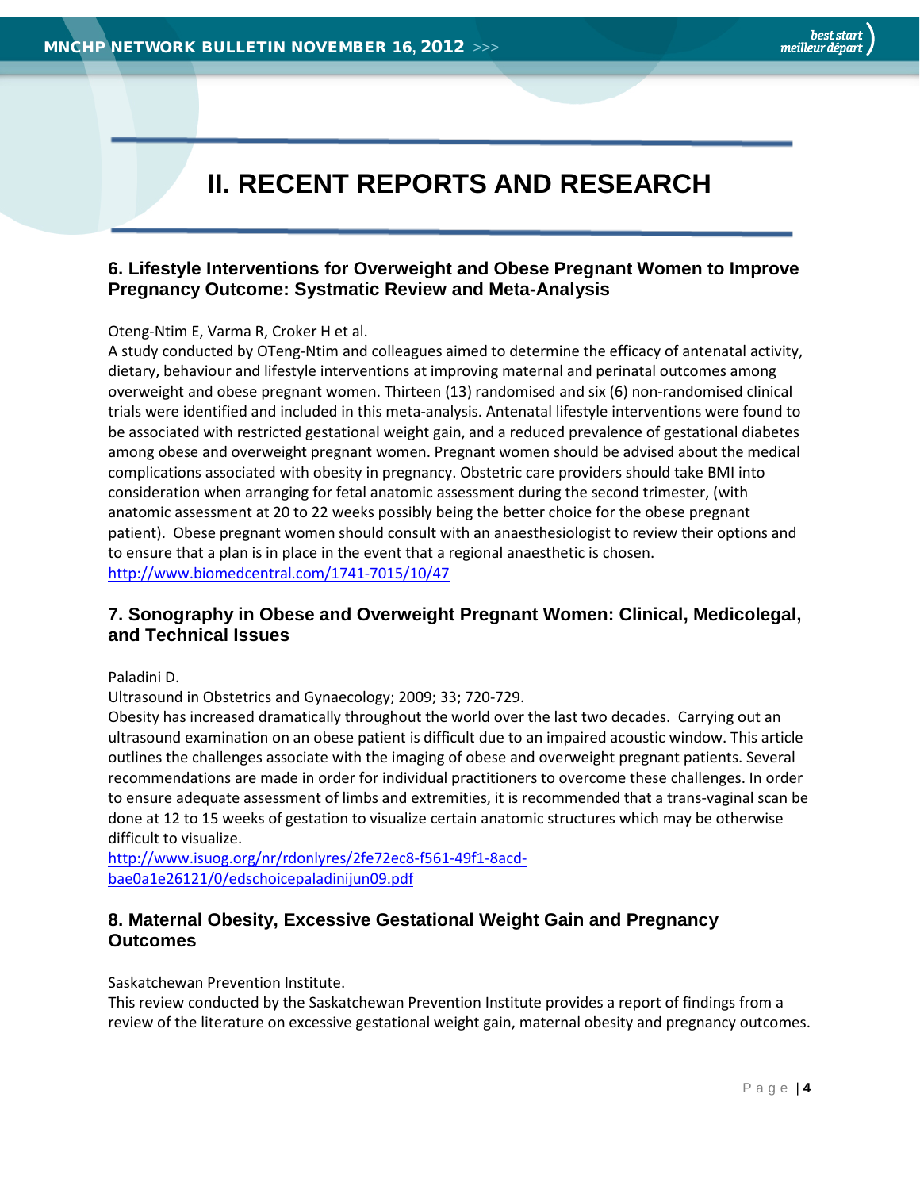# II. RECENT REPORTS AND RESEARCH

### 6. Lifestyle Interventions for Overweight and Obese Pregnant Women to Improve Pregnancy Outcome: Systmatic Review and Meta-Analysis

Oteng-Ntim E, Varma R, Croker H et al.

A study conducted by OTeng-Ntim and colleagues aimed to determine the efficacy of antenatal activity, dietary, behaviour and lifestyle interventions at improving maternal and perinatal outcomes among overweight and obese pregnant women. Thirteen (13) randomised and six (6) non-randomised clinical trials were identified and included in this meta-analysis. Antenatal lifestyle interventions were found to be associated with restricted gestational weight gain, and a reduced prevalence of gestational diabetes among obese and overweight pregnant women. Pregnant women should be advised about the medical complications associated with obesity in pregnancy. Obstetric care providers should take BMI into consideration when arranging for fetal anatomic assessment during the second trimester, (with anatomic assessment at 20 to 22 weeks possibly being the better choice for the obese pregnant patient). Obese pregnant women should consult with an anaesthesiologist to review their options and to ensure that a plan is in place in the event that a regional anaesthetic is chosen.

http://www.biomedcentral.com/1741-7015/10/47

### 7. Sonography in Obese and Overweight Pregnant Women: Clinical, Medicolegal, and Technical Issues

Paladini D.

Ultrasound in Obstetrics and Gynaecology; 2009; 33; 720-729.

Obesity has increased dramatically throughout the world over the last two decades. Carrying out an ultrasound examination on an obese patient is difficult due to an impaired acoustic window. This article outlines the challenges associate with the imaging of obese and overweight pregnant patients. Several recommendations are made in order for individual practitioners to overcome these challenges. In order to ensure adequate assessment of limbs and extremities, it is recommended that a trans-vaginal scan be done at 12 to 15 weeks of gestation to visualize certain anatomic structures which may be otherwise difficult to visualize.

http://www.isuog.org/nr/rdonlyres/2fe72ec8-f561-49f1-8acd-bae0a1e26121/0/edschoicepaladinijun09.pdf

### 8. Maternal Obesity, Excessive Gestational Weight Gain and Pregnancy Outcomes

Saskatchewan Prevention Institute.

This review conducted by the Saskatchewan Prevention Institute provides a report of findings from a review of the literature on excessive gestational weight gain, maternal obesity and pregnancy outcomes.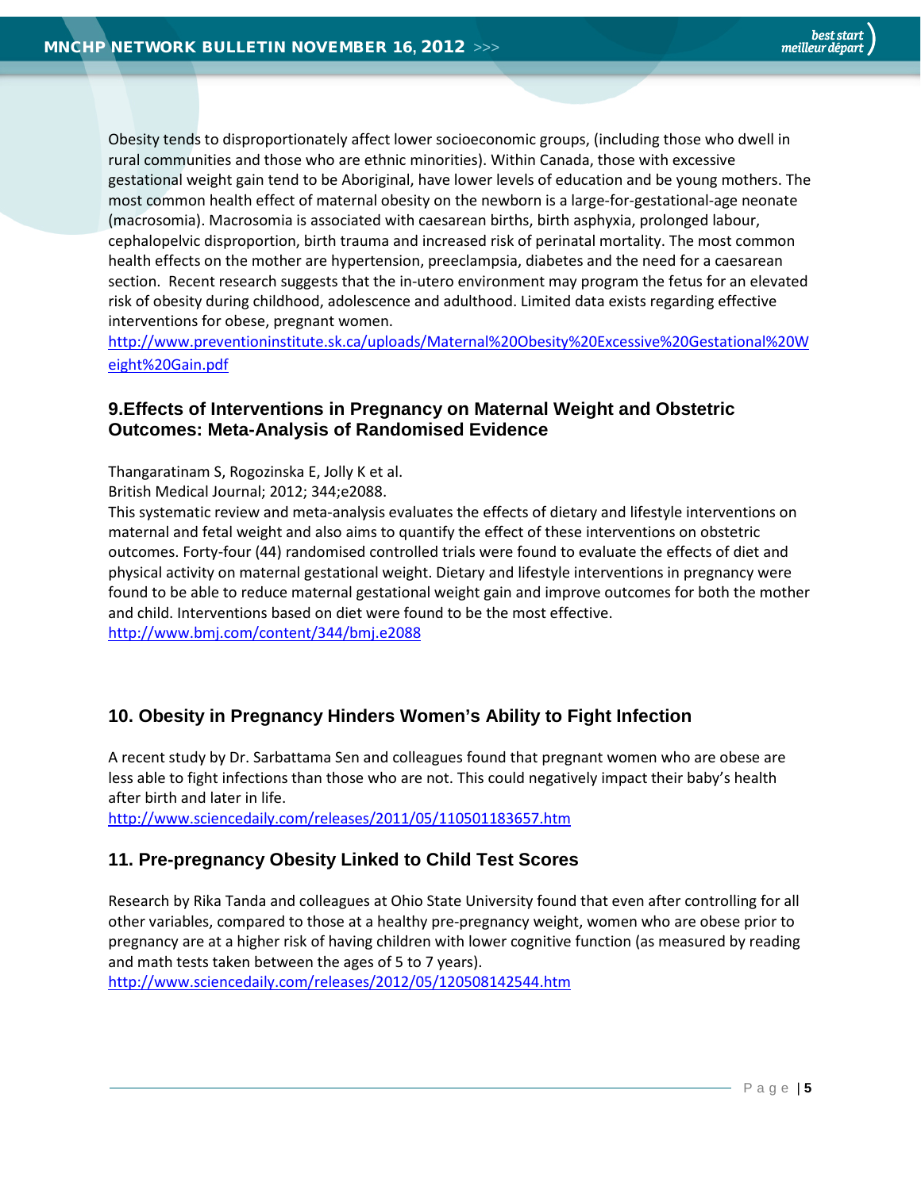Obesity tends to disproportionately affect lower socioeconomic groups, (including those who dwell in rural communities and those who are ethnic minorities). Within Canada, those with excessive gestational weight gain tend to be Aboriginal, have lower levels of education and be young mothers. The most common health effect of maternal obesity on the newborn is a large-for-gestational-age neonate (macrosomia). Macrosomia is associated with caesarean births, birth asphyxia, prolonged labour, cephalopelvic disproportion, birth trauma and increased risk of perinatal mortality. The most common health effects on the mother are hypertension, preeclampsia, diabetes and the need for a caesarean section. Recent research suggests that the in-utero environment may program the fetus for an elevated risk of obesity during childhood, adolescence and adulthood. Limited data exists regarding effective interventions for obese, pregnant women.
http://www.preventioninstitute.sk.ca/uploads/Maternal%20Obesity%20Excessive%20Gestational%20Weight%20Gain.pdf

## 9.Effects of Interventions in Pregnancy on Maternal Weight and Obstetric Outcomes: Meta-Analysis of Randomised Evidence

Thangaratinam S, Rogozinska E, Jolly K et al.
British Medical Journal; 2012; 344;e2088.
This systematic review and meta-analysis evaluates the effects of dietary and lifestyle interventions on maternal and fetal weight and also aims to quantify the effect of these interventions on obstetric outcomes. Forty-four (44) randomised controlled trials were found to evaluate the effects of diet and physical activity on maternal gestational weight. Dietary and lifestyle interventions in pregnancy were found to be able to reduce maternal gestational weight gain and improve outcomes for both the mother and child. Interventions based on diet were found to be the most effective.
http://www.bmj.com/content/344/bmj.e2088

## 10. Obesity in Pregnancy Hinders Women's Ability to Fight Infection

A recent study by Dr. Sarbattama Sen and colleagues found that pregnant women who are obese are less able to fight infections than those who are not. This could negatively impact their baby's health after birth and later in life.
http://www.sciencedaily.com/releases/2011/05/110501183657.htm

## 11. Pre-pregnancy Obesity Linked to Child Test Scores

Research by Rika Tanda and colleagues at Ohio State University found that even after controlling for all other variables, compared to those at a healthy pre-pregnancy weight, women who are obese prior to pregnancy are at a higher risk of having children with lower cognitive function (as measured by reading and math tests taken between the ages of 5 to 7 years).
http://www.sciencedaily.com/releases/2012/05/120508142544.htm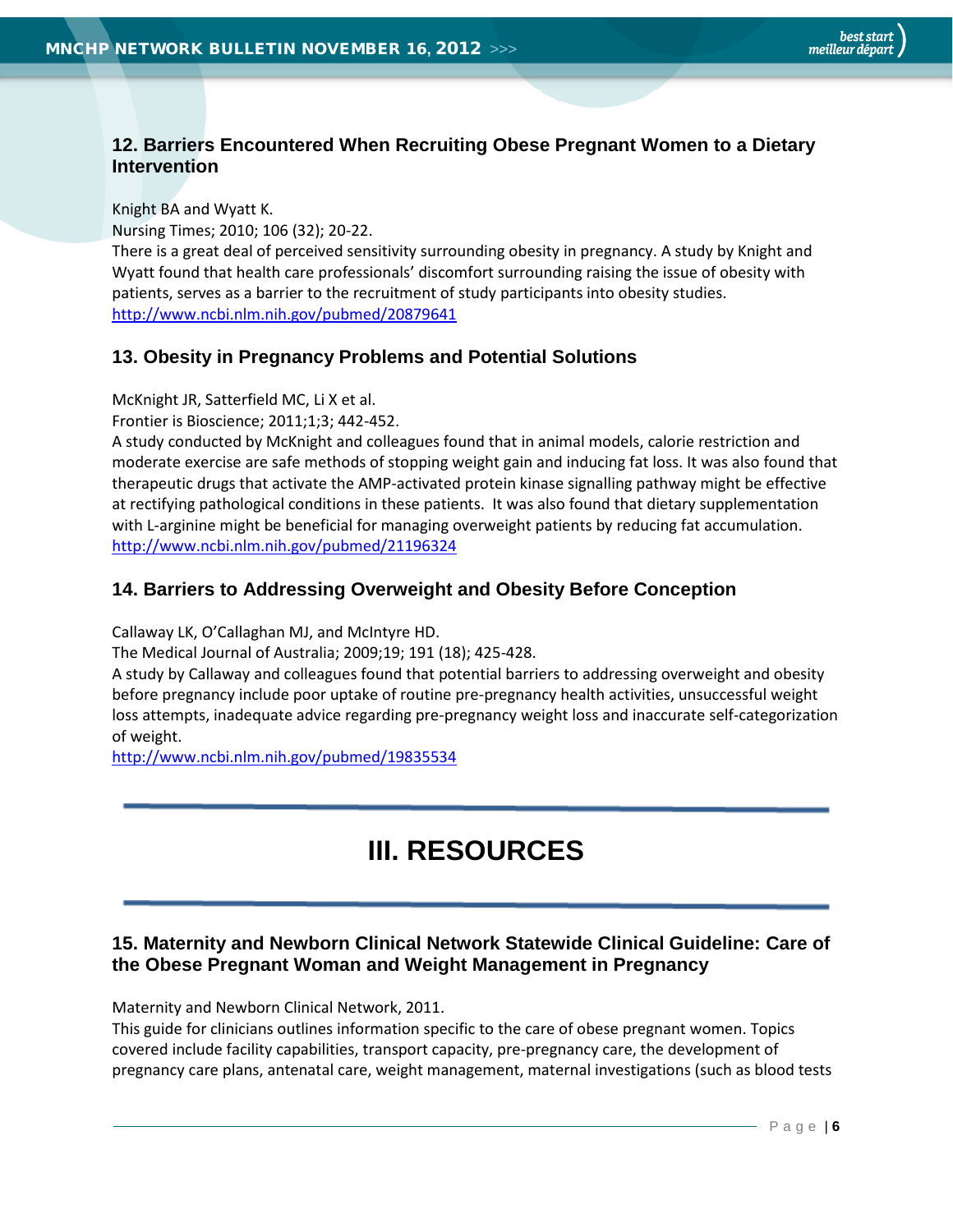### 12. Barriers Encountered When Recruiting Obese Pregnant Women to a Dietary Intervention

Knight BA and Wyatt K.
Nursing Times; 2010; 106 (32); 20-22.
There is a great deal of perceived sensitivity surrounding obesity in pregnancy. A study by Knight and Wyatt found that health care professionals' discomfort surrounding raising the issue of obesity with patients, serves as a barrier to the recruitment of study participants into obesity studies.
http://www.ncbi.nlm.nih.gov/pubmed/20879641

### 13. Obesity in Pregnancy Problems and Potential Solutions

McKnight JR, Satterfield MC, Li X et al.
Frontier is Bioscience; 2011;1;3; 442-452.
A study conducted by McKnight and colleagues found that in animal models, calorie restriction and moderate exercise are safe methods of stopping weight gain and inducing fat loss. It was also found that therapeutic drugs that activate the AMP-activated protein kinase signalling pathway might be effective at rectifying pathological conditions in these patients. It was also found that dietary supplementation with L-arginine might be beneficial for managing overweight patients by reducing fat accumulation.
http://www.ncbi.nlm.nih.gov/pubmed/21196324

### 14. Barriers to Addressing Overweight and Obesity Before Conception

Callaway LK, O'Callaghan MJ, and McIntyre HD.
The Medical Journal of Australia; 2009;19; 191 (18); 425-428.
A study by Callaway and colleagues found that potential barriers to addressing overweight and obesity before pregnancy include poor uptake of routine pre-pregnancy health activities, unsuccessful weight loss attempts, inadequate advice regarding pre-pregnancy weight loss and inaccurate self-categorization of weight.
http://www.ncbi.nlm.nih.gov/pubmed/19835534

---

## III. RESOURCES

---

### 15. Maternity and Newborn Clinical Network Statewide Clinical Guideline: Care of the Obese Pregnant Woman and Weight Management in Pregnancy

Maternity and Newborn Clinical Network, 2011.
This guide for clinicians outlines information specific to the care of obese pregnant women. Topics covered include facility capabilities, transport capacity, pre-pregnancy care, the development of pregnancy care plans, antenatal care, weight management, maternal investigations (such as blood tests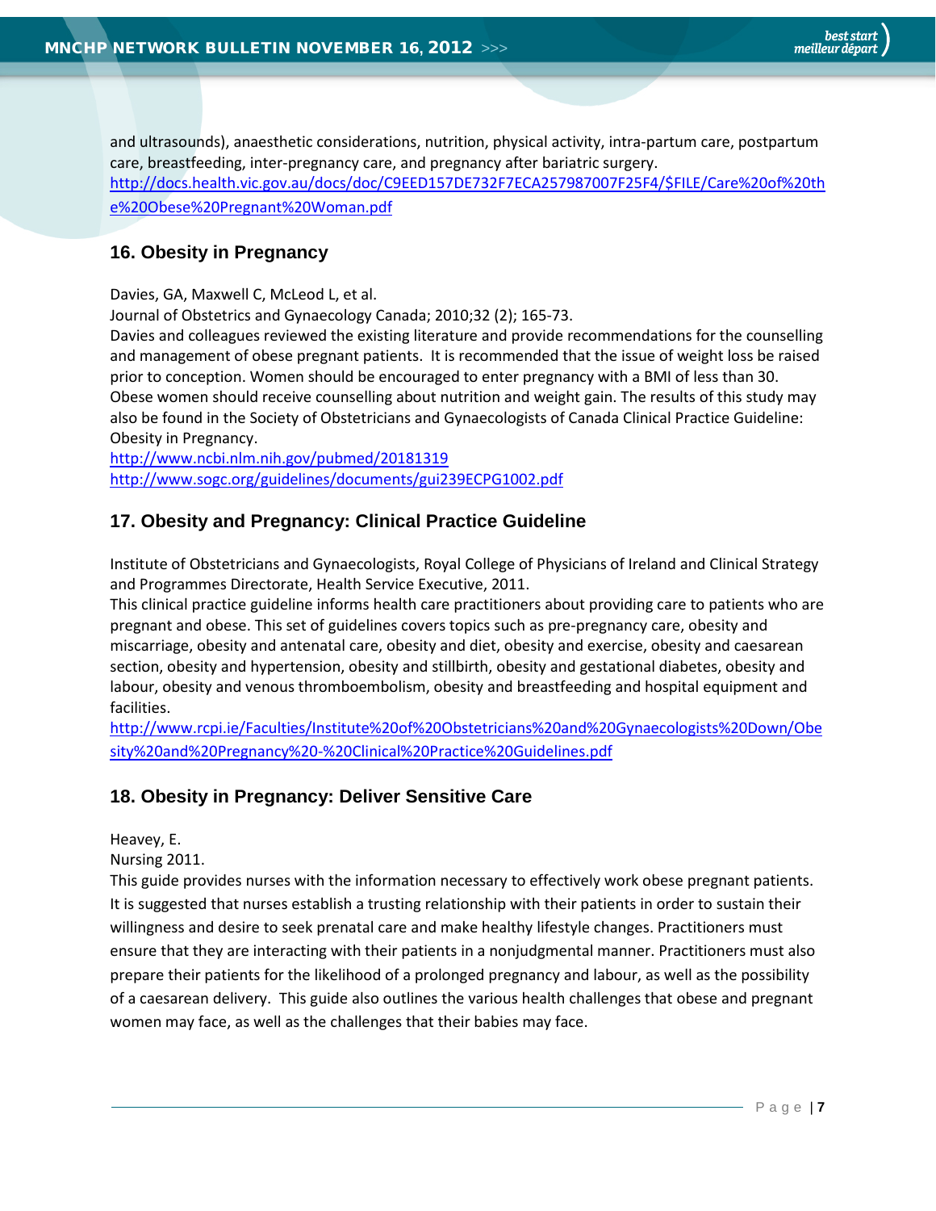and ultrasounds), anaesthetic considerations, nutrition, physical activity, intra-partum care, postpartum care, breastfeeding, inter-pregnancy care, and pregnancy after bariatric surgery.
http://docs.health.vic.gov.au/docs/doc/C9EED157DE732F7ECA257987007F25F4/$FILE/Care%20of%20the%20Obese%20Pregnant%20Woman.pdf

## 16. Obesity in Pregnancy

Davies, GA, Maxwell C, McLeod L, et al.
Journal of Obstetrics and Gynaecology Canada; 2010;32 (2); 165-73.
Davies and colleagues reviewed the existing literature and provide recommendations for the counselling and management of obese pregnant patients. It is recommended that the issue of weight loss be raised prior to conception. Women should be encouraged to enter pregnancy with a BMI of less than 30. Obese women should receive counselling about nutrition and weight gain. The results of this study may also be found in the Society of Obstetricians and Gynaecologists of Canada Clinical Practice Guideline: Obesity in Pregnancy.
http://www.ncbi.nlm.nih.gov/pubmed/20181319
http://www.sogc.org/guidelines/documents/gui239ECPG1002.pdf

## 17. Obesity and Pregnancy: Clinical Practice Guideline

Institute of Obstetricians and Gynaecologists, Royal College of Physicians of Ireland and Clinical Strategy and Programmes Directorate, Health Service Executive, 2011.
This clinical practice guideline informs health care practitioners about providing care to patients who are pregnant and obese. This set of guidelines covers topics such as pre-pregnancy care, obesity and miscarriage, obesity and antenatal care, obesity and diet, obesity and exercise, obesity and caesarean section, obesity and hypertension, obesity and stillbirth, obesity and gestational diabetes, obesity and labour, obesity and venous thromboembolism, obesity and breastfeeding and hospital equipment and facilities.
http://www.rcpi.ie/Faculties/Institute%20of%20Obstetricians%20and%20Gynaecologists%20Down/Obesity%20and%20Pregnancy%20-%20Clinical%20Practice%20Guidelines.pdf

## 18. Obesity in Pregnancy: Deliver Sensitive Care

Heavey, E.
Nursing 2011.
This guide provides nurses with the information necessary to effectively work obese pregnant patients. It is suggested that nurses establish a trusting relationship with their patients in order to sustain their willingness and desire to seek prenatal care and make healthy lifestyle changes. Practitioners must ensure that they are interacting with their patients in a nonjudgmental manner. Practitioners must also prepare their patients for the likelihood of a prolonged pregnancy and labour, as well as the possibility of a caesarean delivery. This guide also outlines the various health challenges that obese and pregnant women may face, as well as the challenges that their babies may face.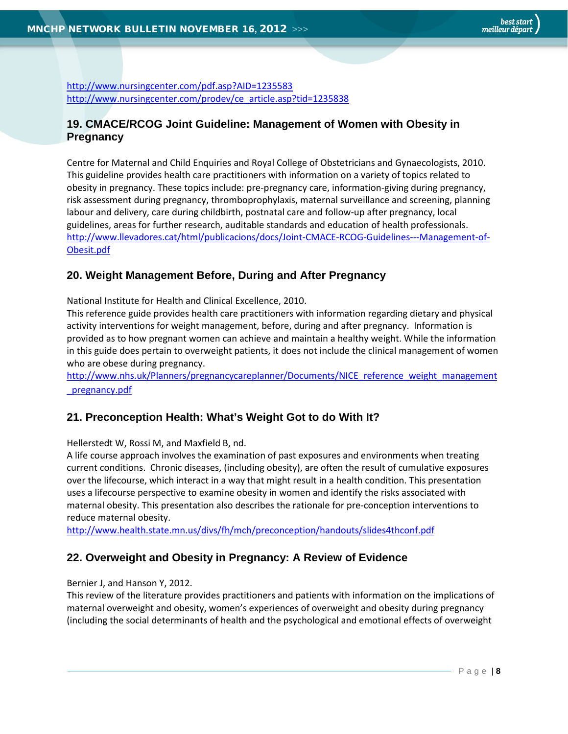http://www.nursingcenter.com/pdf.asp?AID=1235583
http://www.nursingcenter.com/prodev/ce_article.asp?tid=1235838

## 19. CMACE/RCOG Joint Guideline: Management of Women with Obesity in Pregnancy

Centre for Maternal and Child Enquiries and Royal College of Obstetricians and Gynaecologists, 2010. This guideline provides health care practitioners with information on a variety of topics related to obesity in pregnancy. These topics include: pre-pregnancy care, information-giving during pregnancy, risk assessment during pregnancy, thromboprophylaxis, maternal surveillance and screening, planning labour and delivery, care during childbirth, postnatal care and follow-up after pregnancy, local guidelines, areas for further research, auditable standards and education of health professionals.
http://www.llevadores.cat/html/publicacions/docs/Joint-CMACE-RCOG-Guidelines---Management-of-Obesit.pdf

## 20. Weight Management Before, During and After Pregnancy

National Institute for Health and Clinical Excellence, 2010.
This reference guide provides health care practitioners with information regarding dietary and physical activity interventions for weight management, before, during and after pregnancy. Information is provided as to how pregnant women can achieve and maintain a healthy weight. While the information in this guide does pertain to overweight patients, it does not include the clinical management of women who are obese during pregnancy.
http://www.nhs.uk/Planners/pregnancycareplanner/Documents/NICE_reference_weight_management_pregnancy.pdf

## 21. Preconception Health: What's Weight Got to do With It?

Hellerstedt W, Rossi M, and Maxfield B, nd.
A life course approach involves the examination of past exposures and environments when treating current conditions. Chronic diseases, (including obesity), are often the result of cumulative exposures over the lifecourse, which interact in a way that might result in a health condition. This presentation uses a lifecourse perspective to examine obesity in women and identify the risks associated with maternal obesity. This presentation also describes the rationale for pre-conception interventions to reduce maternal obesity.
http://www.health.state.mn.us/divs/fh/mch/preconception/handouts/slides4thconf.pdf

## 22. Overweight and Obesity in Pregnancy: A Review of Evidence

Bernier J, and Hanson Y, 2012.
This review of the literature provides practitioners and patients with information on the implications of maternal overweight and obesity, women's experiences of overweight and obesity during pregnancy (including the social determinants of health and the psychological and emotional effects of overweight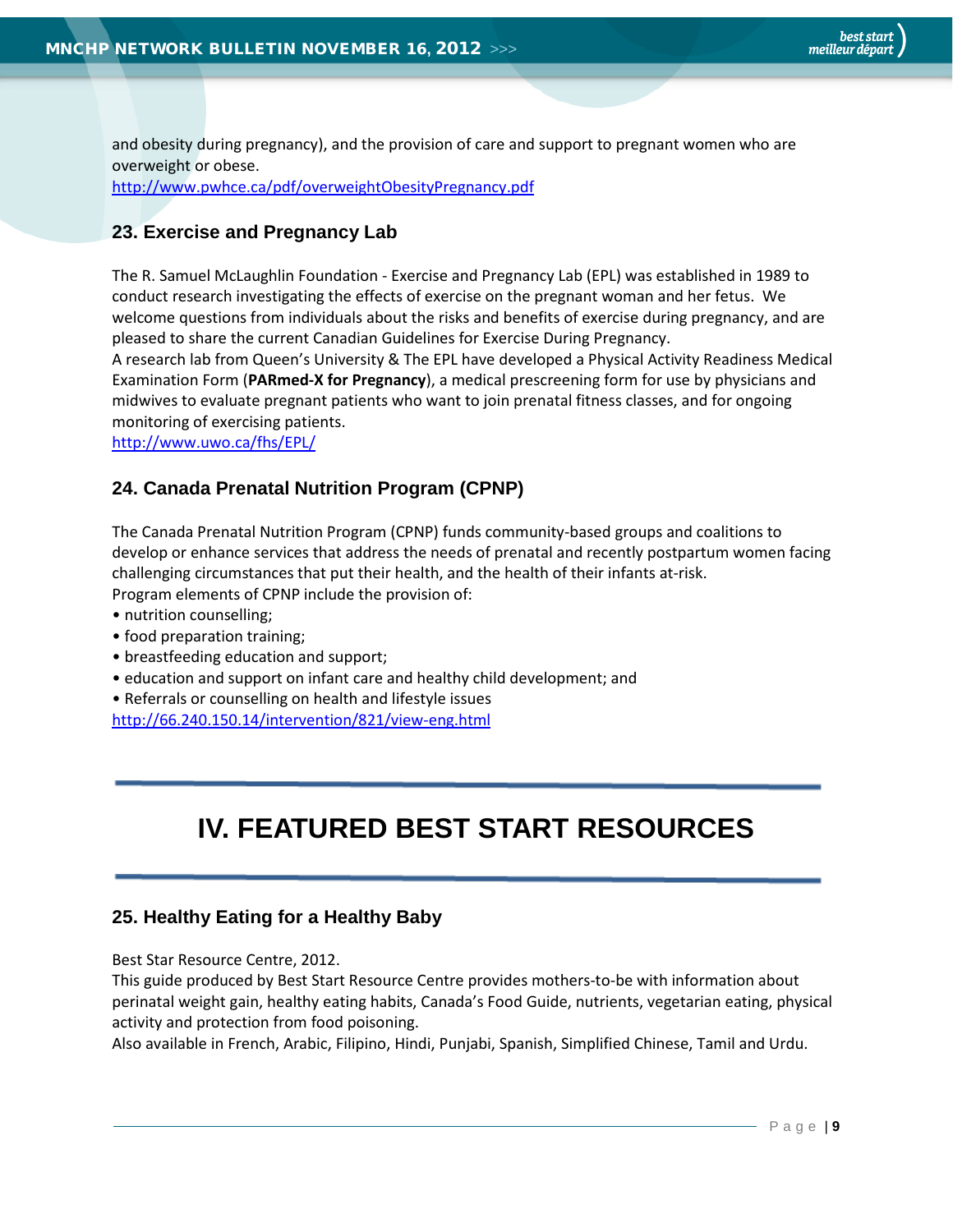and obesity during pregnancy), and the provision of care and support to pregnant women who are overweight or obese.
http://www.pwhce.ca/pdf/overweightObesityPregnancy.pdf

### 23. Exercise and Pregnancy Lab

The R. Samuel McLaughlin Foundation - Exercise and Pregnancy Lab (EPL) was established in 1989 to conduct research investigating the effects of exercise on the pregnant woman and her fetus. We welcome questions from individuals about the risks and benefits of exercise during pregnancy, and are pleased to share the current Canadian Guidelines for Exercise During Pregnancy.
A research lab from Queen's University & The EPL have developed a Physical Activity Readiness Medical Examination Form (**PARmed-X for Pregnancy**), a medical prescreening form for use by physicians and midwives to evaluate pregnant patients who want to join prenatal fitness classes, and for ongoing monitoring of exercising patients.
http://www.uwo.ca/fhs/EPL/

### 24. Canada Prenatal Nutrition Program (CPNP)

The Canada Prenatal Nutrition Program (CPNP) funds community-based groups and coalitions to develop or enhance services that address the needs of prenatal and recently postpartum women facing challenging circumstances that put their health, and the health of their infants at-risk.
Program elements of CPNP include the provision of:

- nutrition counselling;
- food preparation training;
- breastfeeding education and support;
- education and support on infant care and healthy child development; and
- Referrals or counselling on health and lifestyle issues

http://66.240.150.14/intervention/821/view-eng.html

# IV. FEATURED BEST START RESOURCES

### 25. Healthy Eating for a Healthy Baby

Best Star Resource Centre, 2012.
This guide produced by Best Start Resource Centre provides mothers-to-be with information about perinatal weight gain, healthy eating habits, Canada's Food Guide, nutrients, vegetarian eating, physical activity and protection from food poisoning.
Also available in French, Arabic, Filipino, Hindi, Punjabi, Spanish, Simplified Chinese, Tamil and Urdu.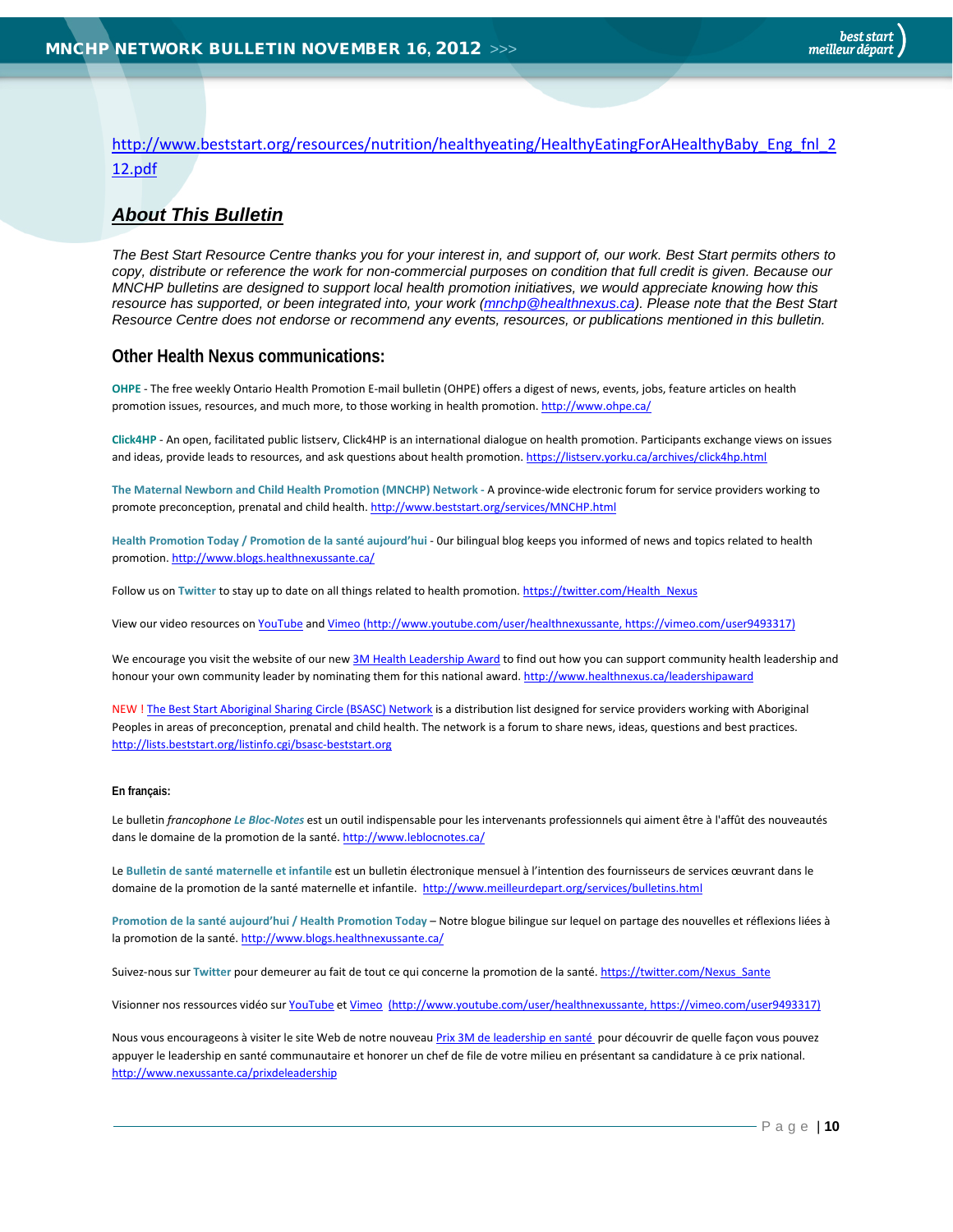http://www.beststart.org/resources/nutrition/healthyeating/HealthyEatingForAHealthyBaby_Eng_fnl_212.pdf

## ***About This Bulletin***

*The Best Start Resource Centre thanks you for your interest in, and support of, our work. Best Start permits others to copy, distribute or reference the work for non-commercial purposes on condition that full credit is given. Because our MNCHP bulletins are designed to support local health promotion initiatives, we would appreciate knowing how this resource has supported, or been integrated into, your work (mnchp@healthnexus.ca). Please note that the Best Start Resource Centre does not endorse or recommend any events, resources, or publications mentioned in this bulletin.*

### Other Health Nexus communications:

**OHPE** - The free weekly Ontario Health Promotion E-mail bulletin (OHPE) offers a digest of news, events, jobs, feature articles on health promotion issues, resources, and much more, to those working in health promotion. http://www.ohpe.ca/

**Click4HP** - An open, facilitated public listserv, Click4HP is an international dialogue on health promotion. Participants exchange views on issues and ideas, provide leads to resources, and ask questions about health promotion. https://listserv.yorku.ca/archives/click4hp.html

**The Maternal Newborn and Child Health Promotion (MNCHP) Network** - A province-wide electronic forum for service providers working to promote preconception, prenatal and child health. http://www.beststart.org/services/MNCHP.html

**Health Promotion Today / Promotion de la santé aujourd'hui** - 0ur bilingual blog keeps you informed of news and topics related to health promotion. http://www.blogs.healthnexussante.ca/

Follow us on **Twitter** to stay up to date on all things related to health promotion. https://twitter.com/Health_Nexus

View our video resources on YouTube and Vimeo (http://www.youtube.com/user/healthnexussante, https://vimeo.com/user9493317)

We encourage you visit the website of our new 3M Health Leadership Award to find out how you can support community health leadership and honour your own community leader by nominating them for this national award. http://www.healthnexus.ca/leadershipaward

NEW ! The Best Start Aboriginal Sharing Circle (BSASC) Network is a distribution list designed for service providers working with Aboriginal Peoples in areas of preconception, prenatal and child health. The network is a forum to share news, ideas, questions and best practices. http://lists.beststart.org/listinfo.cgi/bsasc-beststart.org

**En français:**

Le bulletin *francophone **Le Bloc-Notes*** est un outil indispensable pour les intervenants professionnels qui aiment être à l'affût des nouveautés dans le domaine de la promotion de la santé. http://www.leblocnotes.ca/

Le **Bulletin de santé maternelle et infantile** est un bulletin électronique mensuel à l'intention des fournisseurs de services œuvrant dans le domaine de la promotion de la santé maternelle et infantile. http://www.meilleurdepart.org/services/bulletins.html

**Promotion de la santé aujourd'hui / Health Promotion Today** – Notre blogue bilingue sur lequel on partage des nouvelles et réflexions liées à la promotion de la santé. http://www.blogs.healthnexussante.ca/

Suivez-nous sur **Twitter** pour demeurer au fait de tout ce qui concerne la promotion de la santé. https://twitter.com/Nexus_Sante

Visionner nos ressources vidéo sur YouTube et Vimeo (http://www.youtube.com/user/healthnexussante, https://vimeo.com/user9493317)

Nous vous encourageons à visiter le site Web de notre nouveau Prix 3M de leadership en santé pour découvrir de quelle façon vous pouvez appuyer le leadership en santé communautaire et honorer un chef de file de votre milieu en présentant sa candidature à ce prix national. http://www.nexussante.ca/prixdeleadership